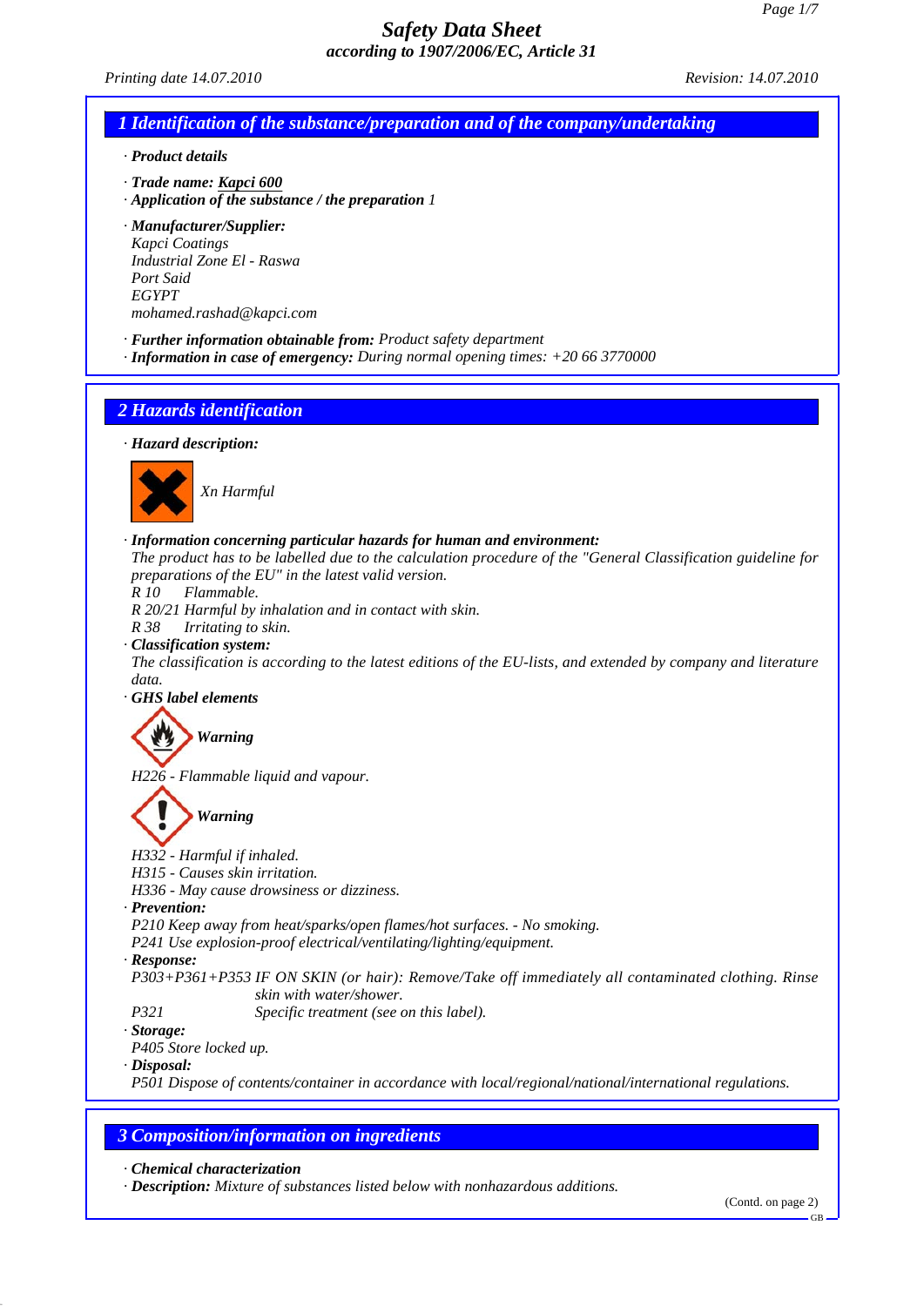# Safety Data Sheet
**according to 1907/2006/EC, Article 31**

*Printing date 14.07.2010* *Revision: 14.07.2010*

## 1 Identification of the substance/preparation and of the company/undertaking

· **Product details**

· **Trade name:** **Kapci 600**
· **Application of the substance / the preparation** 1

· **Manufacturer/Supplier:**
Kapci Coatings
Industrial Zone El - Raswa
Port Said
EGYPT
mohamed.rashad@kapci.com

· **Further information obtainable from:** Product safety department
· **Information in case of emergency:** During normal opening times: +20 66 3770000

## 2 Hazards identification

· **Hazard description:**

Xn Harmful

· **Information concerning particular hazards for human and environment:**
The product has to be labelled due to the calculation procedure of the "General Classification guideline for preparations of the EU" in the latest valid version.
R 10 Flammable.
R 20/21 Harmful by inhalation and in contact with skin.
R 38 Irritating to skin.

· **Classification system:**
The classification is according to the latest editions of the EU-lists, and extended by company and literature data.

· **GHS label elements**

**Warning**

H226 - Flammable liquid and vapour.

**Warning**

H332 - Harmful if inhaled.
H315 - Causes skin irritation.
H336 - May cause drowsiness or dizziness.

· **Prevention:**
P210 Keep away from heat/sparks/open flames/hot surfaces. - No smoking.
P241 Use explosion-proof electrical/ventilating/lighting/equipment.

· **Response:**
P303+P361+P353 IF ON SKIN (or hair): Remove/Take off immediately all contaminated clothing. Rinse skin with water/shower.
P321 Specific treatment (see on this label).

· **Storage:**
P405 Store locked up.

· **Disposal:**
P501 Dispose of contents/container in accordance with local/regional/national/international regulations.

## 3 Composition/information on ingredients

· **Chemical characterization**
· **Description:** Mixture of substances listed below with nonhazardous additions.

(Contd. on page 2)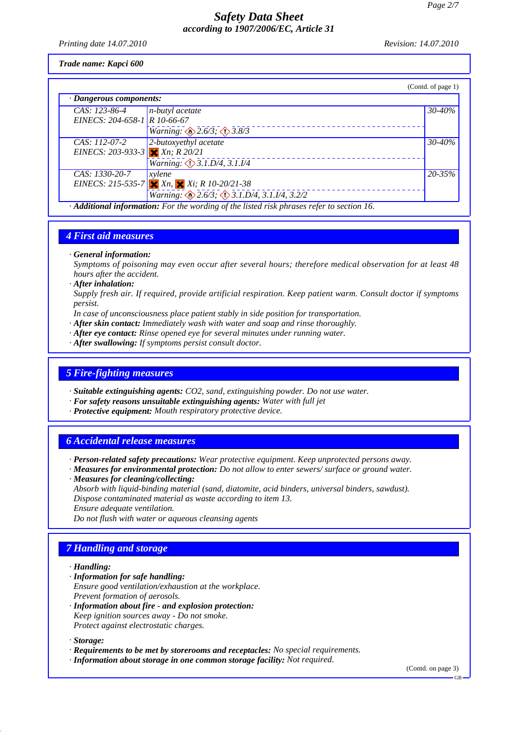Trade name: Kapci 600

(Contd. of page 1)

· **Dangerous components:**

| | | |
|---|---|---|
| CAS: 123-86-4<br>EINECS: 204-658-1 | n-butyl acetate<br>R 10-66-67<br>Warning: 2.6/3; 3.8/3 | 30-40% |
| CAS: 112-07-2<br>EINECS: 203-933-3 | 2-butoxyethyl acetate<br>Xn; R 20/21<br>Warning: 3.1.D/4, 3.1.I/4 | 30-40% |
| CAS: 1330-20-7<br>EINECS: 215-535-7 | xylene<br>Xn, Xi; R 10-20/21-38<br>Warning: 2.6/3; 3.1.D/4, 3.1.I/4, 3.2/2 | 20-35% |

· **Additional information:** For the wording of the listed risk phrases refer to section 16.

## 4 First aid measures

· **General information:**
Symptoms of poisoning may even occur after several hours; therefore medical observation for at least 48 hours after the accident.
· **After inhalation:**
Supply fresh air. If required, provide artificial respiration. Keep patient warm. Consult doctor if symptoms persist.
In case of unconsciousness place patient stably in side position for transportation.
· **After skin contact:** Immediately wash with water and soap and rinse thoroughly.
· **After eye contact:** Rinse opened eye for several minutes under running water.
· **After swallowing:** If symptoms persist consult doctor.

## 5 Fire-fighting measures

· **Suitable extinguishing agents:** CO2, sand, extinguishing powder. Do not use water.
· **For safety reasons unsuitable extinguishing agents:** Water with full jet
· **Protective equipment:** Mouth respiratory protective device.

## 6 Accidental release measures

· **Person-related safety precautions:** Wear protective equipment. Keep unprotected persons away.
· **Measures for environmental protection:** Do not allow to enter sewers/ surface or ground water.
· **Measures for cleaning/collecting:**
Absorb with liquid-binding material (sand, diatomite, acid binders, universal binders, sawdust).
Dispose contaminated material as waste according to item 13.
Ensure adequate ventilation.
Do not flush with water or aqueous cleansing agents

## 7 Handling and storage

· **Handling:**
· **Information for safe handling:**
Ensure good ventilation/exhaustion at the workplace.
Prevent formation of aerosols.
· **Information about fire - and explosion protection:**
Keep ignition sources away - Do not smoke.
Protect against electrostatic charges.

· **Storage:**
· **Requirements to be met by storerooms and receptacles:** No special requirements.
· **Information about storage in one common storage facility:** Not required.

(Contd. on page 3)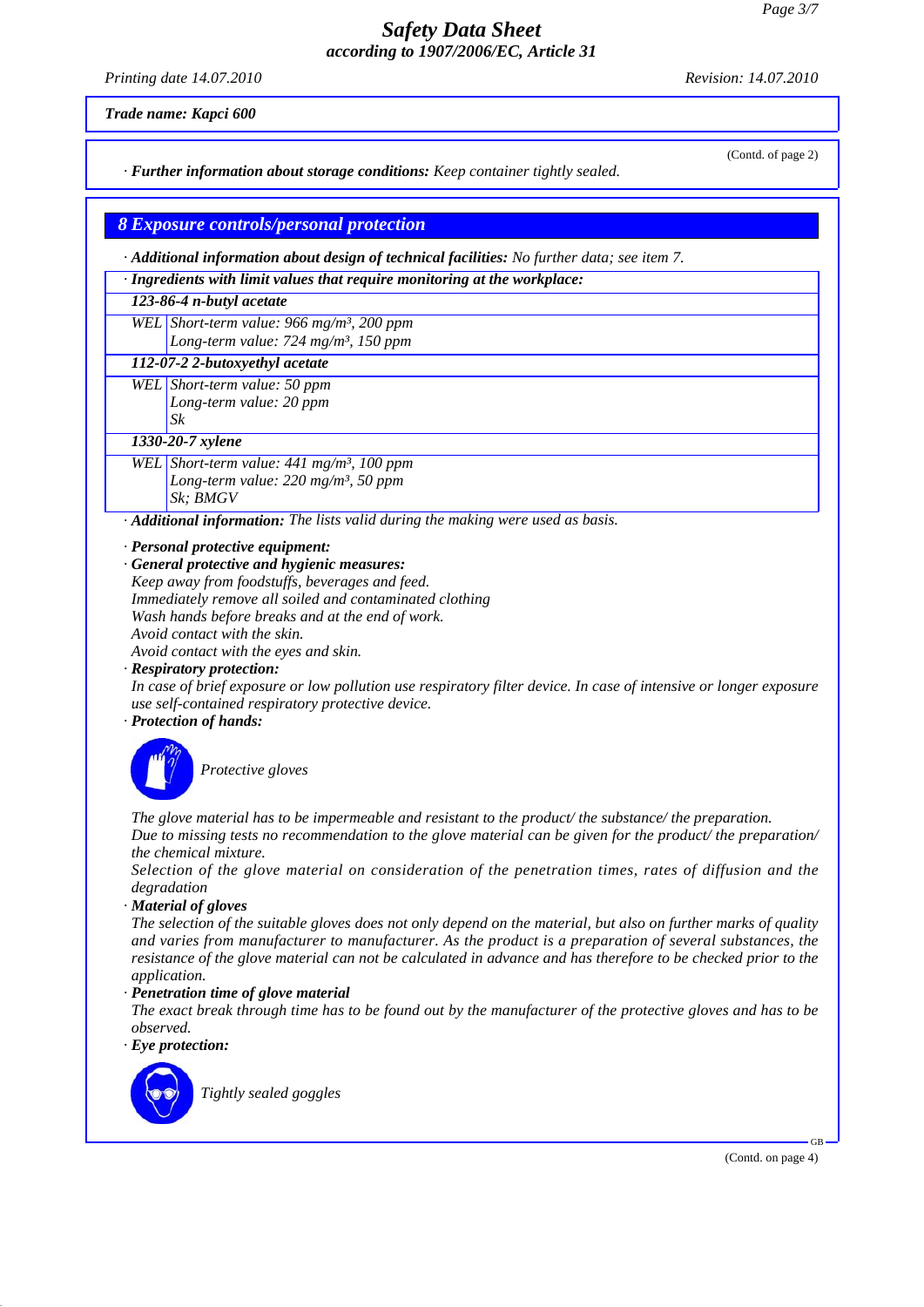**Safety Data Sheet**
**according to 1907/2006/EC, Article 31**

*Printing date 14.07.2010* *Revision: 14.07.2010*

**Trade name: Kapci 600**

(Contd. of page 2)

· **Further information about storage conditions:** Keep container tightly sealed.

## 8 Exposure controls/personal protection

· **Additional information about design of technical facilities:** No further data; see item 7.

· **Ingredients with limit values that require monitoring at the workplace:**

| | |
|---|---|
| **123-86-4 n-butyl acetate** | |
| WEL | Short-term value: 966 mg/m³, 200 ppm<br>Long-term value: 724 mg/m³, 150 ppm |
| **112-07-2 2-butoxyethyl acetate** | |
| WEL | Short-term value: 50 ppm<br>Long-term value: 20 ppm<br>Sk |
| **1330-20-7 xylene** | |
| WEL | Short-term value: 441 mg/m³, 100 ppm<br>Long-term value: 220 mg/m³, 50 ppm<br>Sk; BMGV |

· **Additional information:** The lists valid during the making were used as basis.

· **Personal protective equipment:**

· **General protective and hygienic measures:**
Keep away from foodstuffs, beverages and feed.
Immediately remove all soiled and contaminated clothing
Wash hands before breaks and at the end of work.
Avoid contact with the skin.
Avoid contact with the eyes and skin.

· **Respiratory protection:**
In case of brief exposure or low pollution use respiratory filter device. In case of intensive or longer exposure use self-contained respiratory protective device.

· **Protection of hands:**

Protective gloves

The glove material has to be impermeable and resistant to the product/ the substance/ the preparation.
Due to missing tests no recommendation to the glove material can be given for the product/ the preparation/ the chemical mixture.
Selection of the glove material on consideration of the penetration times, rates of diffusion and the degradation

· **Material of gloves**
The selection of the suitable gloves does not only depend on the material, but also on further marks of quality and varies from manufacturer to manufacturer. As the product is a preparation of several substances, the resistance of the glove material can not be calculated in advance and has therefore to be checked prior to the application.

· **Penetration time of glove material**
The exact break through time has to be found out by the manufacturer of the protective gloves and has to be observed.

· **Eye protection:**

Tightly sealed goggles

(Contd. on page 4)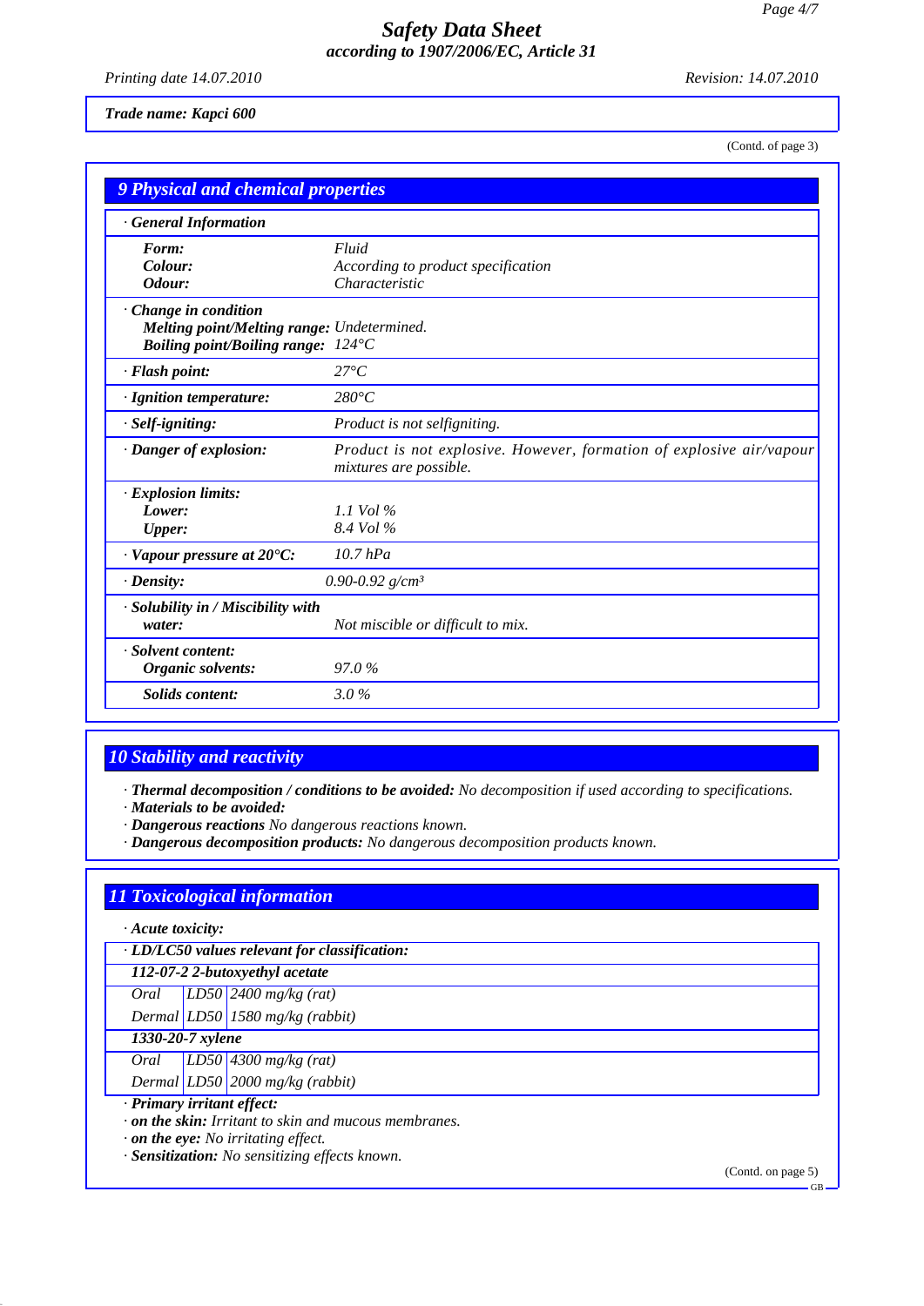*Trade name: Kapci 600*

(Contd. of page 3)

## 9 Physical and chemical properties

| · General Information | |
|---|---|
| **Form:** | Fluid |
| **Colour:** | According to product specification |
| **Odour:** | Characteristic |
| · **Change in condition** | |
| **Melting point/Melting range:** | Undetermined. |
| **Boiling point/Boiling range:** | 124°C |
| · **Flash point:** | 27°C |
| · **Ignition temperature:** | 280°C |
| · **Self-igniting:** | Product is not selfigniting. |
| · **Danger of explosion:** | Product is not explosive. However, formation of explosive air/vapour mixtures are possible. |
| · **Explosion limits:** | |
| **Lower:** | 1.1 Vol % |
| **Upper:** | 8.4 Vol % |
| · **Vapour pressure at 20°C:** | 10.7 hPa |
| · **Density:** | 0.90-0.92 g/cm³ |
| · **Solubility in / Miscibility with water:** | Not miscible or difficult to mix. |
| · **Solvent content:** | |
| **Organic solvents:** | 97.0 % |
| **Solids content:** | 3.0 % |

## 10 Stability and reactivity

· ***Thermal decomposition / conditions to be avoided:*** *No decomposition if used according to specifications.*
· ***Materials to be avoided:***
· ***Dangerous reactions*** *No dangerous reactions known.*
· ***Dangerous decomposition products:*** *No dangerous decomposition products known.*

## 11 Toxicological information

· ***Acute toxicity:***

| · LD/LC50 values relevant for classification: | | |
|---|---|---|
| **112-07-2 2-butoxyethyl acetate** | | |
| Oral | LD50 | 2400 mg/kg (rat) |
| Dermal | LD50 | 1580 mg/kg (rabbit) |
| **1330-20-7 xylene** | | |
| Oral | LD50 | 4300 mg/kg (rat) |
| Dermal | LD50 | 2000 mg/kg (rabbit) |

· ***Primary irritant effect:***
· ***on the skin:*** *Irritant to skin and mucous membranes.*
· ***on the eye:*** *No irritating effect.*
· ***Sensitization:*** *No sensitizing effects known.*

(Contd. on page 5)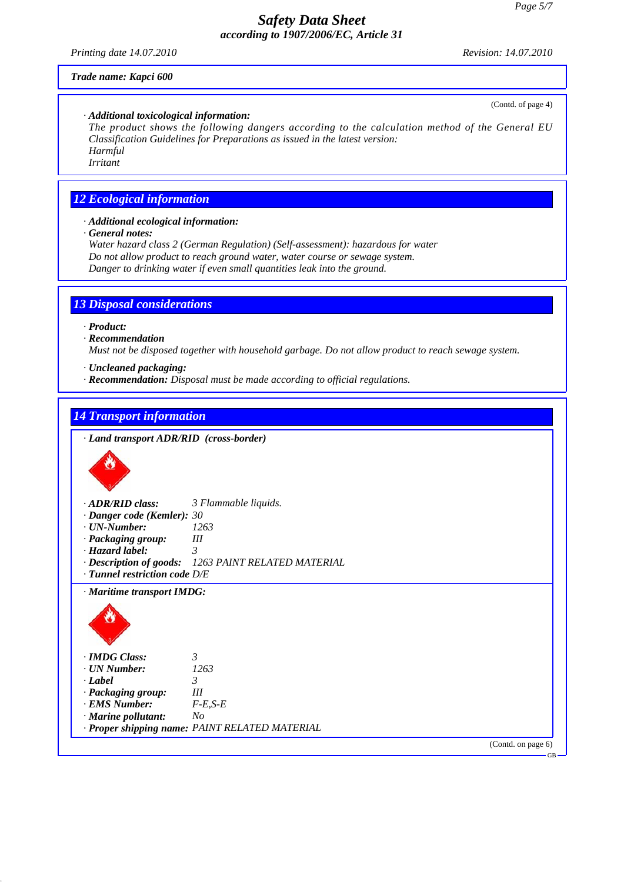Trade name: Kapci 600

(Contd. of page 4)

· **Additional toxicological information:**
The product shows the following dangers according to the calculation method of the General EU Classification Guidelines for Preparations as issued in the latest version:
Harmful
Irritant

## 12 Ecological information

· **Additional ecological information:**
· **General notes:**
Water hazard class 2 (German Regulation) (Self-assessment): hazardous for water
Do not allow product to reach ground water, water course or sewage system.
Danger to drinking water if even small quantities leak into the ground.

## 13 Disposal considerations

· **Product:**
· **Recommendation**
Must not be disposed together with household garbage. Do not allow product to reach sewage system.

· **Uncleaned packaging:**
· **Recommendation:** Disposal must be made according to official regulations.

## 14 Transport information

· **Land transport ADR/RID (cross-border)**

· **ADR/RID class:** 3 Flammable liquids.
· **Danger code (Kemler):** 30
· **UN-Number:** 1263
· **Packaging group:** III
· **Hazard label:** 3
· **Description of goods:** 1263 PAINT RELATED MATERIAL
· **Tunnel restriction code** D/E

· **Maritime transport IMDG:**

· **IMDG Class:** 3
· **UN Number:** 1263
· **Label** 3
· **Packaging group:** III
· **EMS Number:** F-E,S-E
· **Marine pollutant:** No
· **Proper shipping name:** PAINT RELATED MATERIAL

(Contd. on page 6)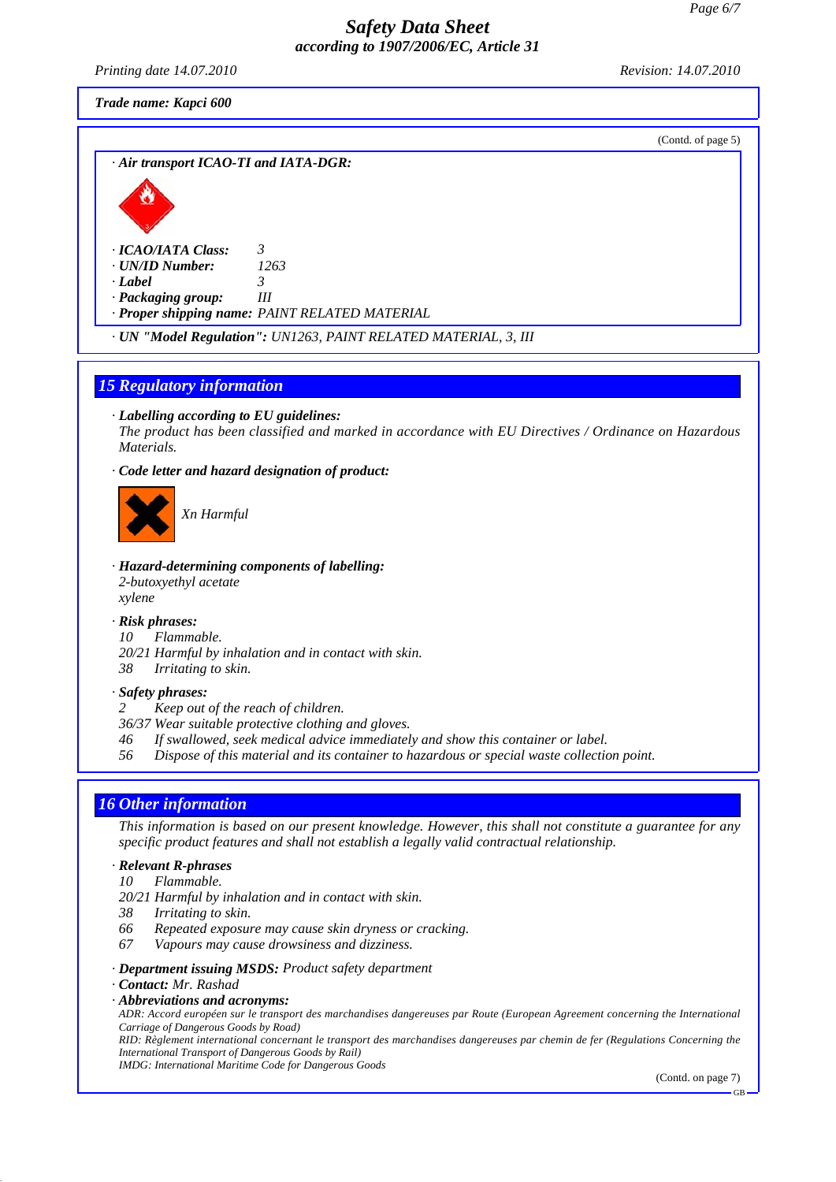Trade name: Kapci 600

(Contd. of page 5)

· **Air transport ICAO-TI and IATA-DGR:**

· **ICAO/IATA Class:** 3
· **UN/ID Number:** 1263
· **Label** 3
· **Packaging group:** III
· **Proper shipping name:** PAINT RELATED MATERIAL

· **UN "Model Regulation":** UN1263, PAINT RELATED MATERIAL, 3, III

## 15 Regulatory information

· **Labelling according to EU guidelines:**
The product has been classified and marked in accordance with EU Directives / Ordinance on Hazardous Materials.

· **Code letter and hazard designation of product:**

Xn Harmful

· **Hazard-determining components of labelling:**
2-butoxyethyl acetate
xylene

· **Risk phrases:**
10 Flammable.
20/21 Harmful by inhalation and in contact with skin.
38 Irritating to skin.

· **Safety phrases:**
2 Keep out of the reach of children.
36/37 Wear suitable protective clothing and gloves.
46 If swallowed, seek medical advice immediately and show this container or label.
56 Dispose of this material and its container to hazardous or special waste collection point.

## 16 Other information

This information is based on our present knowledge. However, this shall not constitute a guarantee for any specific product features and shall not establish a legally valid contractual relationship.

· **Relevant R-phrases**
10 Flammable.
20/21 Harmful by inhalation and in contact with skin.
38 Irritating to skin.
66 Repeated exposure may cause skin dryness or cracking.
67 Vapours may cause drowsiness and dizziness.

· **Department issuing MSDS:** Product safety department
· **Contact:** Mr. Rashad
· **Abbreviations and acronyms:**
ADR: Accord européen sur le transport des marchandises dangereuses par Route (European Agreement concerning the International Carriage of Dangerous Goods by Road)
RID: Règlement international concernant le transport des marchandises dangereuses par chemin de fer (Regulations Concerning the International Transport of Dangerous Goods by Rail)
IMDG: International Maritime Code for Dangerous Goods

(Contd. on page 7)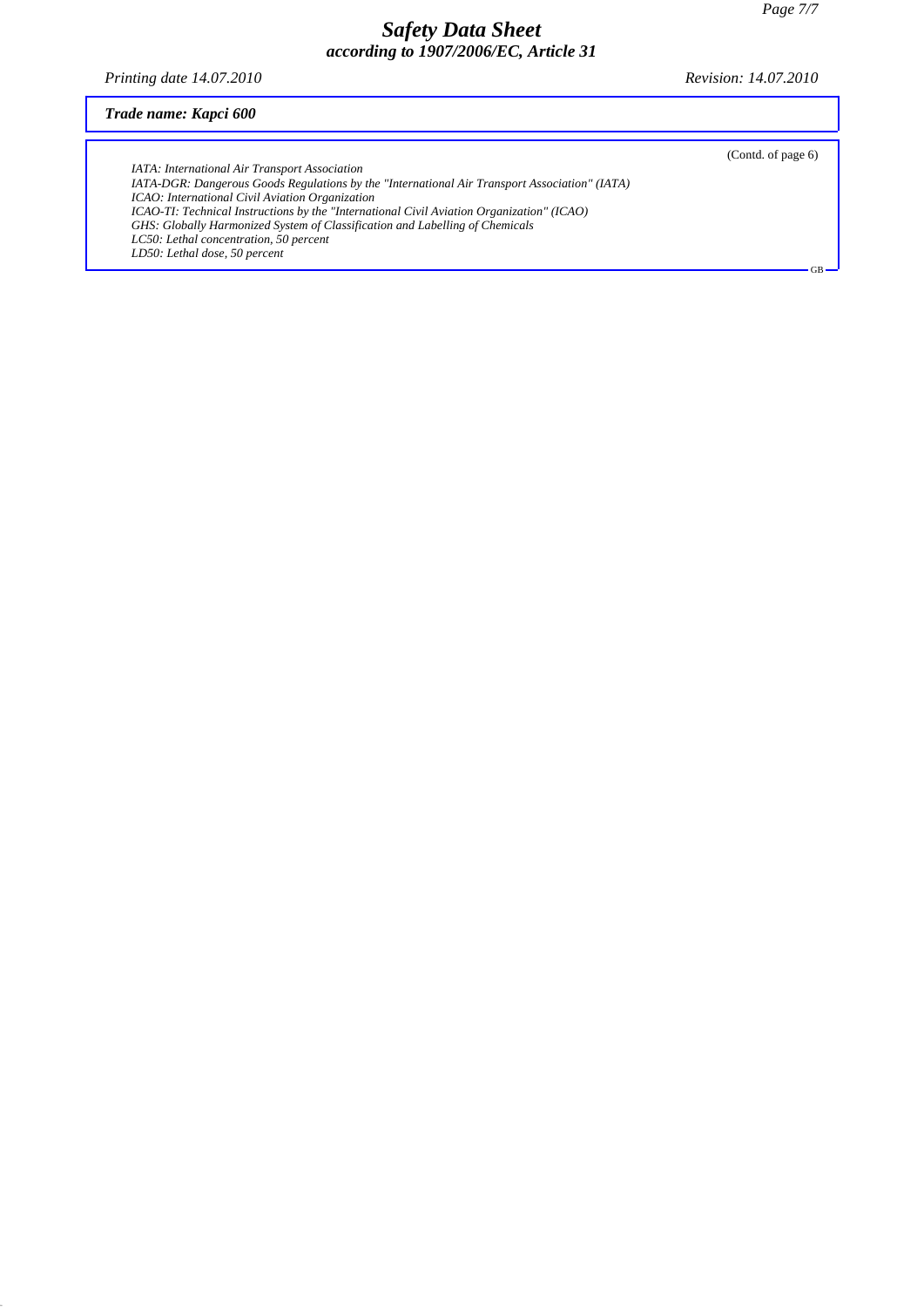*Trade name: Kapci 600*

(Contd. of page 6)

*IATA: International Air Transport Association*
*IATA-DGR: Dangerous Goods Regulations by the "International Air Transport Association" (IATA)*
*ICAO: International Civil Aviation Organization*
*ICAO-TI: Technical Instructions by the "International Civil Aviation Organization" (ICAO)*
*GHS: Globally Harmonized System of Classification and Labelling of Chemicals*
*LC50: Lethal concentration, 50 percent*
*LD50: Lethal dose, 50 percent*